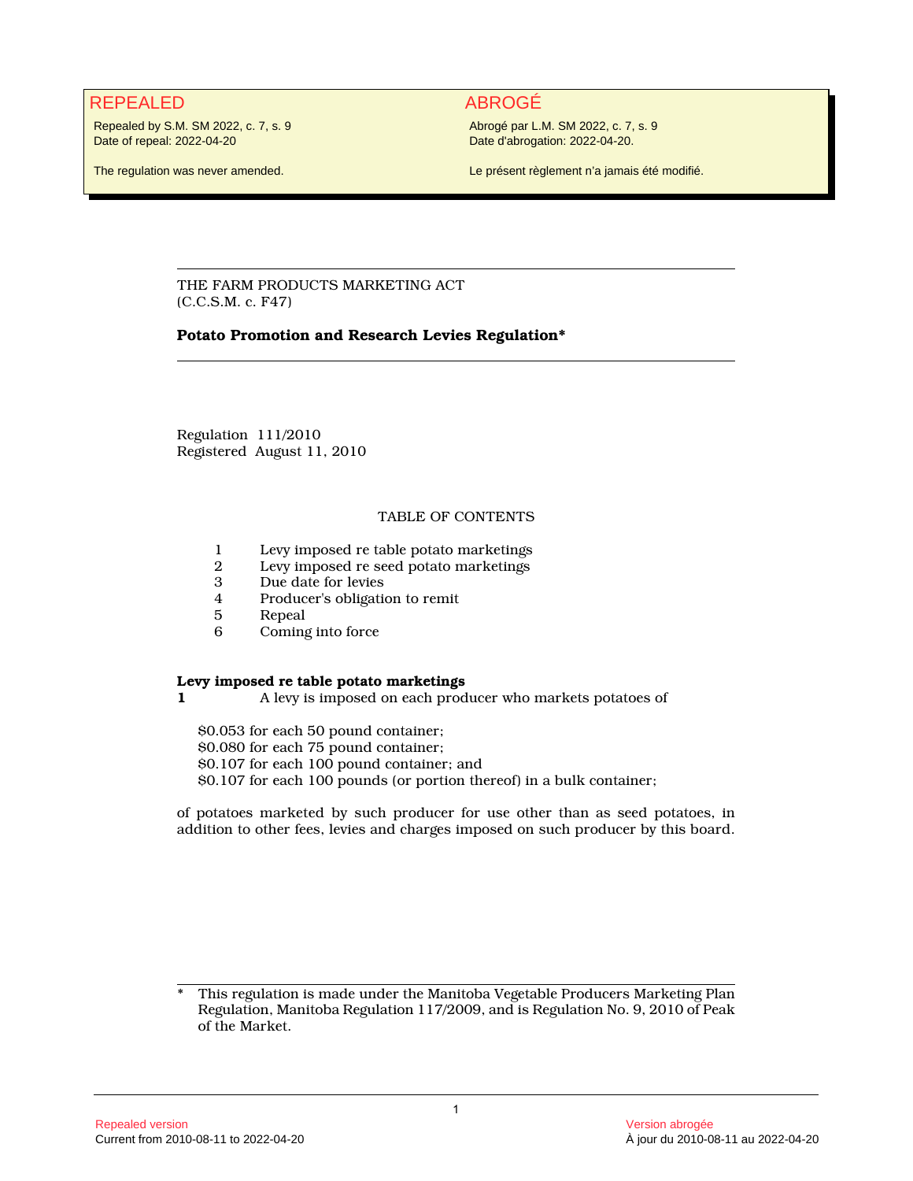**REPEALED**

Repealed by S.M. SM 2022, c. 7, s. 9
Date of repeal: 2022-04-20

The regulation was never amended.

**ABROGÉ**

Abrogé par L.M. SM 2022, c. 7, s. 9
Date d'abrogation: 2022-04-20.

Le présent règlement n'a jamais été modifié.

---

THE FARM PRODUCTS MARKETING ACT
(C.C.S.M. c. F47)

**Potato Promotion and Research Levies Regulation***

---

Regulation 111/2010
Registered August 11, 2010

TABLE OF CONTENTS

1 Levy imposed re table potato marketings
2 Levy imposed re seed potato marketings
3 Due date for levies
4 Producer's obligation to remit
5 Repeal
6 Coming into force

**Levy imposed re table potato marketings**

**1** A levy is imposed on each producer who markets potatoes of

$0.053 for each 50 pound container;
$0.080 for each 75 pound container;
$0.107 for each 100 pound container; and
$0.107 for each 100 pounds (or portion thereof) in a bulk container;

of potatoes marketed by such producer for use other than as seed potatoes, in addition to other fees, levies and charges imposed on such producer by this board.

---

\* This regulation is made under the Manitoba Vegetable Producers Marketing Plan Regulation, Manitoba Regulation 117/2009, and is Regulation No. 9, 2010 of Peak of the Market.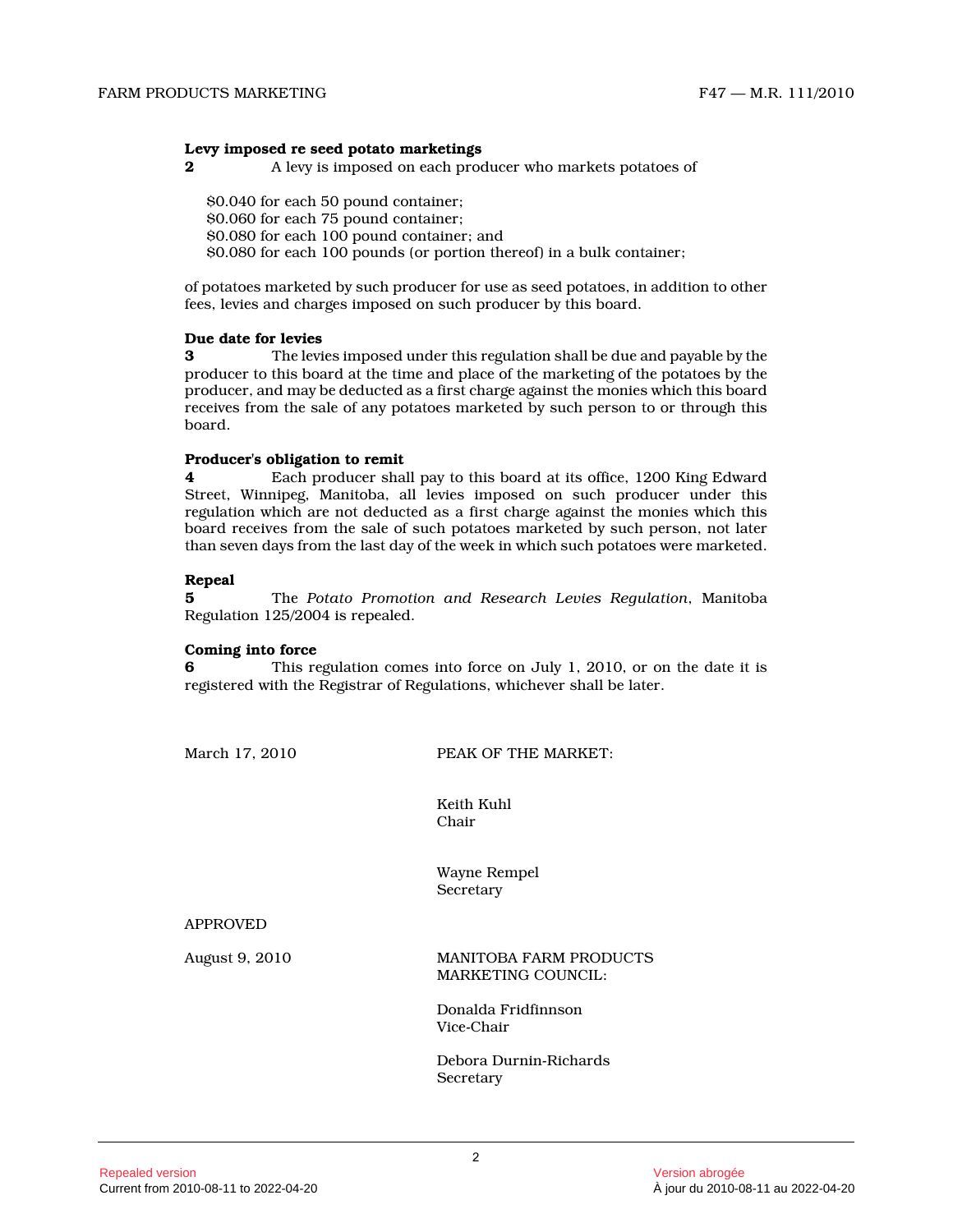**Levy imposed re seed potato marketings**

**2** A levy is imposed on each producer who markets potatoes of

$0.040 for each 50 pound container;
$0.060 for each 75 pound container;
$0.080 for each 100 pound container; and
$0.080 for each 100 pounds (or portion thereof) in a bulk container;

of potatoes marketed by such producer for use as seed potatoes, in addition to other fees, levies and charges imposed on such producer by this board.

**Due date for levies**

**3** The levies imposed under this regulation shall be due and payable by the producer to this board at the time and place of the marketing of the potatoes by the producer, and may be deducted as a first charge against the monies which this board receives from the sale of any potatoes marketed by such person to or through this board.

**Producer's obligation to remit**

**4** Each producer shall pay to this board at its office, 1200 King Edward Street, Winnipeg, Manitoba, all levies imposed on such producer under this regulation which are not deducted as a first charge against the monies which this board receives from the sale of such potatoes marketed by such person, not later than seven days from the last day of the week in which such potatoes were marketed.

**Repeal**

**5** The *Potato Promotion and Research Levies Regulation*, Manitoba Regulation 125/2004 is repealed.

**Coming into force**

**6** This regulation comes into force on July 1, 2010, or on the date it is registered with the Registrar of Regulations, whichever shall be later.

March 17, 2010

PEAK OF THE MARKET:

Keith Kuhl
Chair

Wayne Rempel
Secretary

APPROVED

August 9, 2010

MANITOBA FARM PRODUCTS MARKETING COUNCIL:

Donalda Fridfinnson
Vice-Chair

Debora Durnin-Richards
Secretary

Repealed version
Current from 2010-08-11 to 2022-04-20

Version abrogée
À jour du 2010-08-11 au 2022-04-20